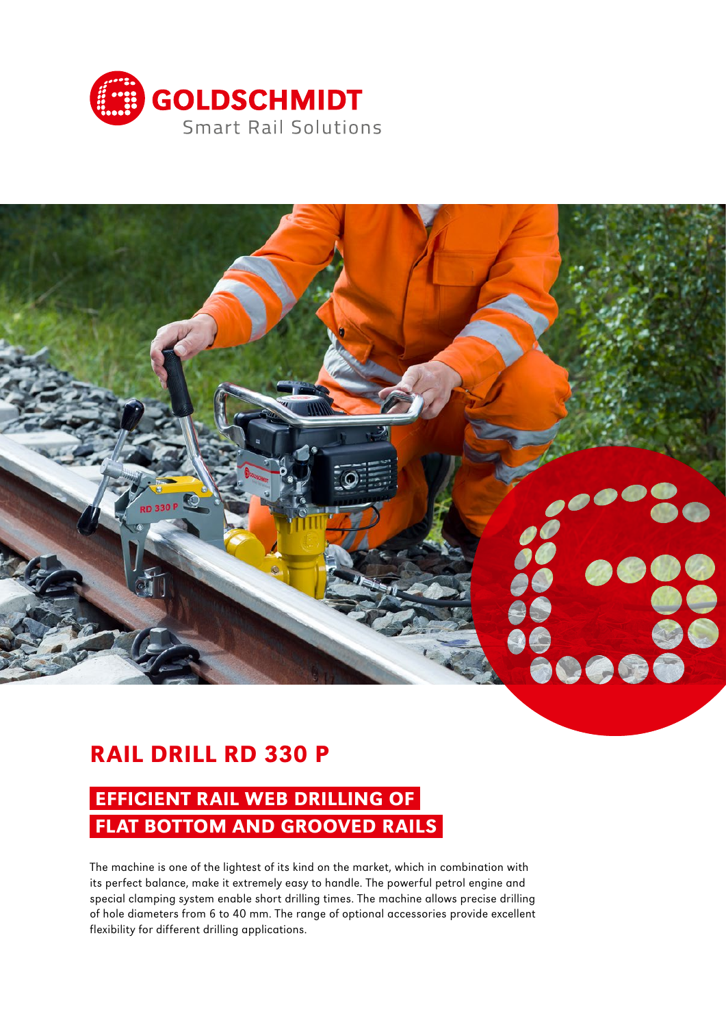GOLDSCHMIDT

Smart Rail Solutions

# RAIL DRILL RD 330 P

## EFFICIENT RAIL WEB DRILLING OF FLAT BOTTOM AND GROOVED RAILS

The machine is one of the lightest of its kind on the market, which in combination with its perfect balance, make it extremely easy to handle. The powerful petrol engine and special clamping system enable short drilling times. The machine allows precise drilling of hole diameters from 6 to 40 mm. The range of optional accessories provide excellent flexibility for different drilling applications.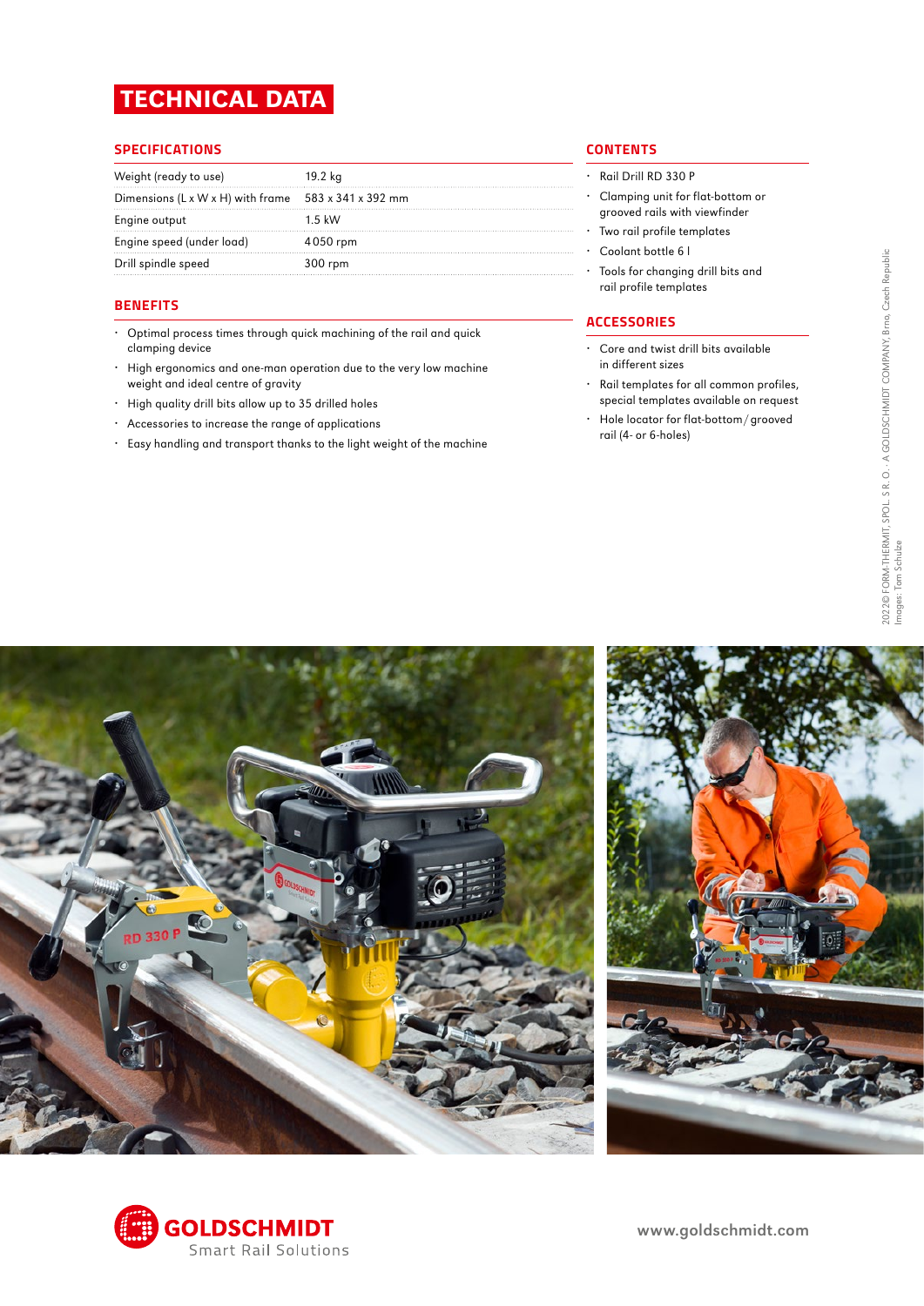# TECHNICAL DATA

## SPECIFICATIONS

| | |
|---|---|
| Weight (ready to use) | 19.2 kg |
| Dimensions (L x W x H) with frame | 583 x 341 x 392 mm |
| Engine output | 1.5 kW |
| Engine speed (under load) | 4050 rpm |
| Drill spindle speed | 300 rpm |

## BENEFITS

- Optimal process times through quick machining of the rail and quick clamping device
- High ergonomics and one-man operation due to the very low machine weight and ideal centre of gravity
- High quality drill bits allow up to 35 drilled holes
- Accessories to increase the range of applications
- Easy handling and transport thanks to the light weight of the machine

## CONTENTS

- Rail Drill RD 330 P
- Clamping unit for flat-bottom or grooved rails with viewfinder
- Two rail profile templates
- Coolant bottle 6 l
- Tools for changing drill bits and rail profile templates

## ACCESSORIES

- Core and twist drill bits available in different sizes
- Rail templates for all common profiles, special templates available on request
- Hole locator for flat-bottom / grooved rail (4- or 6-holes)

2022© FORM-THERMIT, SPOL. S R. O. · A GOLDSCHMIDT COMPANY, Brno, Czech Republic
Images: Tom Schulze

GOLDSCHMIDT
Smart Rail Solutions

www.goldschmidt.com